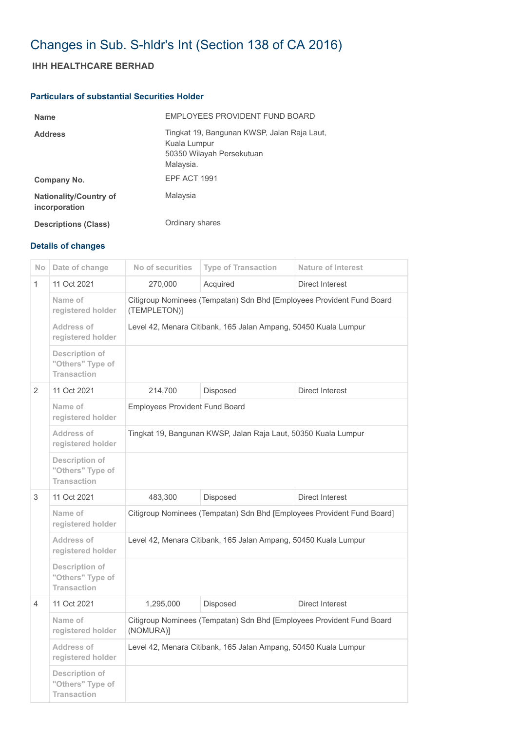# Changes in Sub. S-hldr's Int (Section 138 of CA 2016)

## IHH HEALTHCARE BERHAD

### Particulars of substantial Securities Holder

| | |
|---|---|
| **Name** | EMPLOYEES PROVIDENT FUND BOARD |
| **Address** | Tingkat 19, Bangunan KWSP, Jalan Raja Laut, Kuala Lumpur 50350 Wilayah Persekutuan Malaysia. |
| **Company No.** | EPF ACT 1991 |
| **Nationality/Country of incorporation** | Malaysia |
| **Descriptions (Class)** | Ordinary shares |

### Details of changes

| No | Date of change | No of securities | Type of Transaction | Nature of Interest |
|---|---|---|---|---|
| 1 | 11 Oct 2021 | 270,000 | Acquired | Direct Interest |
| | Name of registered holder | Citigroup Nominees (Tempatan) Sdn Bhd [Employees Provident Fund Board (TEMPLETON)] | | |
| | Address of registered holder | Level 42, Menara Citibank, 165 Jalan Ampang, 50450 Kuala Lumpur | | |
| | Description of "Others" Type of Transaction | | | |
| 2 | 11 Oct 2021 | 214,700 | Disposed | Direct Interest |
| | Name of registered holder | Employees Provident Fund Board | | |
| | Address of registered holder | Tingkat 19, Bangunan KWSP, Jalan Raja Laut, 50350 Kuala Lumpur | | |
| | Description of "Others" Type of Transaction | | | |
| 3 | 11 Oct 2021 | 483,300 | Disposed | Direct Interest |
| | Name of registered holder | Citigroup Nominees (Tempatan) Sdn Bhd [Employees Provident Fund Board] | | |
| | Address of registered holder | Level 42, Menara Citibank, 165 Jalan Ampang, 50450 Kuala Lumpur | | |
| | Description of "Others" Type of Transaction | | | |
| 4 | 11 Oct 2021 | 1,295,000 | Disposed | Direct Interest |
| | Name of registered holder | Citigroup Nominees (Tempatan) Sdn Bhd [Employees Provident Fund Board (NOMURA)] | | |
| | Address of registered holder | Level 42, Menara Citibank, 165 Jalan Ampang, 50450 Kuala Lumpur | | |
| | Description of "Others" Type of Transaction | | | |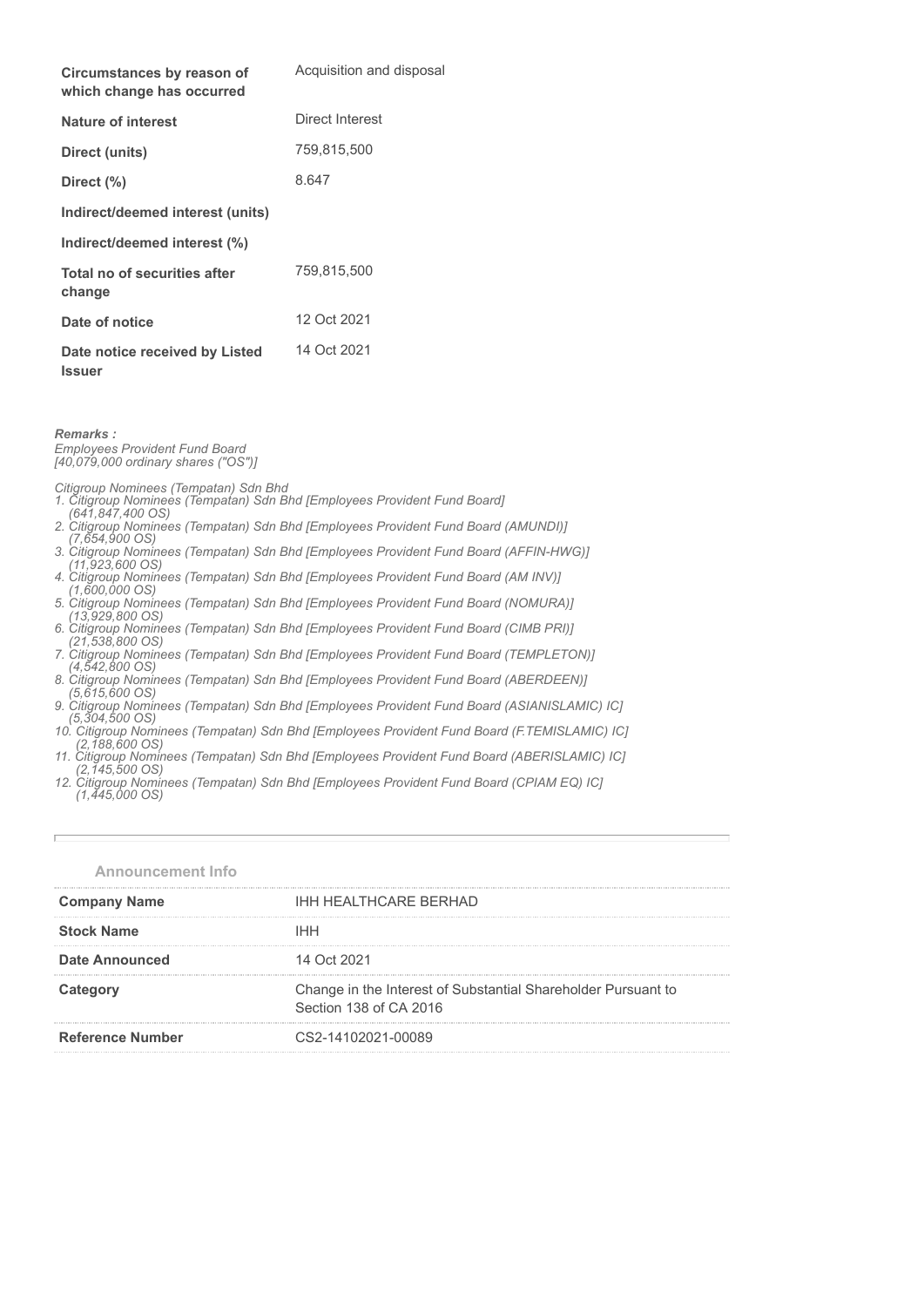| | |
|---|---|
| **Circumstances by reason of which change has occurred** | Acquisition and disposal |
| **Nature of interest** | Direct Interest |
| **Direct (units)** | 759,815,500 |
| **Direct (%)** | 8.647 |
| **Indirect/deemed interest (units)** | |
| **Indirect/deemed interest (%)** | |
| **Total no of securities after change** | 759,815,500 |
| **Date of notice** | 12 Oct 2021 |
| **Date notice received by Listed Issuer** | 14 Oct 2021 |

***Remarks :***

*Employees Provident Fund Board*
*[40,079,000 ordinary shares ("OS")]*

*Citigroup Nominees (Tempatan) Sdn Bhd*

1. *Citigroup Nominees (Tempatan) Sdn Bhd [Employees Provident Fund Board] (641,847,400 OS)*
2. *Citigroup Nominees (Tempatan) Sdn Bhd [Employees Provident Fund Board (AMUNDI)] (7,654,900 OS)*
3. *Citigroup Nominees (Tempatan) Sdn Bhd [Employees Provident Fund Board (AFFIN-HWG)] (11,923,600 OS)*
4. *Citigroup Nominees (Tempatan) Sdn Bhd [Employees Provident Fund Board (AM INV)] (1,600,000 OS)*
5. *Citigroup Nominees (Tempatan) Sdn Bhd [Employees Provident Fund Board (NOMURA)] (13,929,800 OS)*
6. *Citigroup Nominees (Tempatan) Sdn Bhd [Employees Provident Fund Board (CIMB PRI)] (21,538,800 OS)*
7. *Citigroup Nominees (Tempatan) Sdn Bhd [Employees Provident Fund Board (TEMPLETON)] (4,542,800 OS)*
8. *Citigroup Nominees (Tempatan) Sdn Bhd [Employees Provident Fund Board (ABERDEEN)] (5,615,600 OS)*
9. *Citigroup Nominees (Tempatan) Sdn Bhd [Employees Provident Fund Board (ASIANISLAMIC) IC] (5,304,500 OS)*
10. *Citigroup Nominees (Tempatan) Sdn Bhd [Employees Provident Fund Board (F.TEMISLAMIC) IC] (2,188,600 OS)*
11. *Citigroup Nominees (Tempatan) Sdn Bhd [Employees Provident Fund Board (ABERISLAMIC) IC] (2,145,500 OS)*
12. *Citigroup Nominees (Tempatan) Sdn Bhd [Employees Provident Fund Board (CPIAM EQ) IC] (1,445,000 OS)*

### Announcement Info

| | |
|---|---|
| **Company Name** | IHH HEALTHCARE BERHAD |
| **Stock Name** | IHH |
| **Date Announced** | 14 Oct 2021 |
| **Category** | Change in the Interest of Substantial Shareholder Pursuant to Section 138 of CA 2016 |
| **Reference Number** | CS2-14102021-00089 |